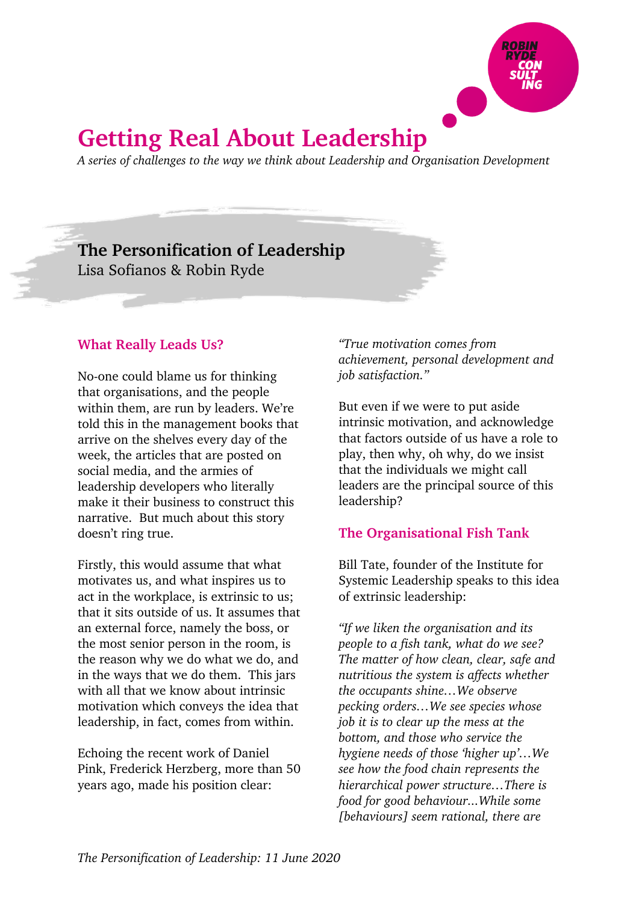# Getting Real About Leadership

*A series of challenges to the way we think about Leadership and Organisation Development*

## The Personification of Leadership

Lisa Sofianos & Robin Ryde

### What Really Leads Us?

No-one could blame us for thinking that organisations, and the people within them, are run by leaders. We're told this in the management books that arrive on the shelves every day of the week, the articles that are posted on social media, and the armies of leadership developers who literally make it their business to construct this narrative. But much about this story doesn't ring true.

Firstly, this would assume that what motivates us, and what inspires us to act in the workplace, is extrinsic to us; that it sits outside of us. It assumes that an external force, namely the boss, or the most senior person in the room, is the reason why we do what we do, and in the ways that we do them. This jars with all that we know about intrinsic motivation which conveys the idea that leadership, in fact, comes from within.

Echoing the recent work of Daniel Pink, Frederick Herzberg, more than 50 years ago, made his position clear:

*"True motivation comes from achievement, personal development and job satisfaction."*

But even if we were to put aside intrinsic motivation, and acknowledge that factors outside of us have a role to play, then why, oh why, do we insist that the individuals we might call leaders are the principal source of this leadership?

### The Organisational Fish Tank

Bill Tate, founder of the Institute for Systemic Leadership speaks to this idea of extrinsic leadership:

*"If we liken the organisation and its people to a fish tank, what do we see? The matter of how clean, clear, safe and nutritious the system is affects whether the occupants shine…We observe pecking orders…We see species whose job it is to clear up the mess at the bottom, and those who service the hygiene needs of those 'higher up'…We see how the food chain represents the hierarchical power structure…There is food for good behaviour...While some [behaviours] seem rational, there are*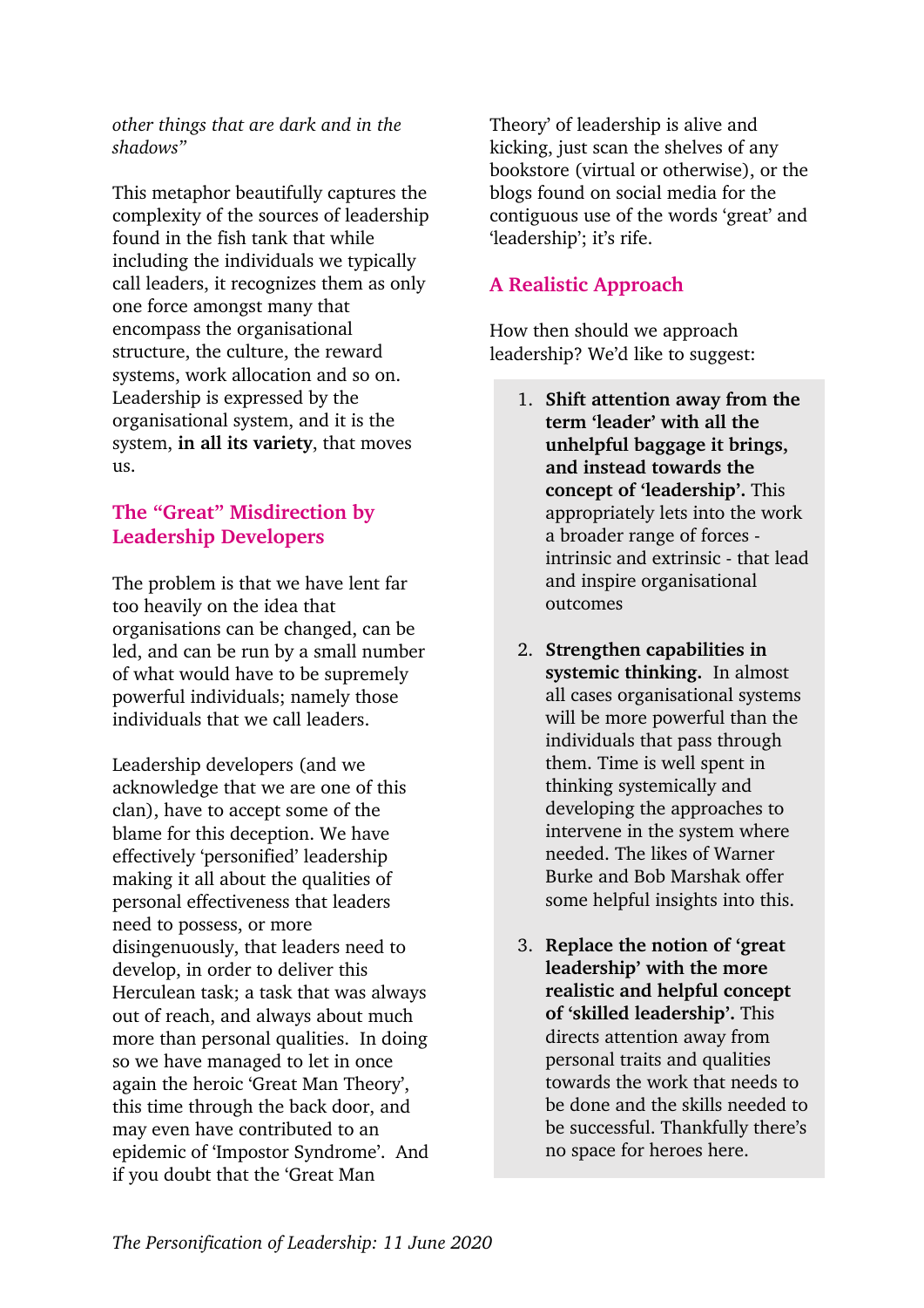*other things that are dark and in the shadows"*

This metaphor beautifully captures the complexity of the sources of leadership found in the fish tank that while including the individuals we typically call leaders, it recognizes them as only one force amongst many that encompass the organisational structure, the culture, the reward systems, work allocation and so on. Leadership is expressed by the organisational system, and it is the system, **in all its variety**, that moves us.

## The "Great" Misdirection by Leadership Developers

The problem is that we have lent far too heavily on the idea that organisations can be changed, can be led, and can be run by a small number of what would have to be supremely powerful individuals; namely those individuals that we call leaders.

Leadership developers (and we acknowledge that we are one of this clan), have to accept some of the blame for this deception. We have effectively 'personified' leadership making it all about the qualities of personal effectiveness that leaders need to possess, or more disingenuously, that leaders need to develop, in order to deliver this Herculean task; a task that was always out of reach, and always about much more than personal qualities. In doing so we have managed to let in once again the heroic 'Great Man Theory', this time through the back door, and may even have contributed to an epidemic of 'Impostor Syndrome'. And if you doubt that the 'Great Man Theory' of leadership is alive and kicking, just scan the shelves of any bookstore (virtual or otherwise), or the blogs found on social media for the contiguous use of the words 'great' and 'leadership'; it's rife.

## A Realistic Approach

How then should we approach leadership? We'd like to suggest:

1. **Shift attention away from the term 'leader' with all the unhelpful baggage it brings, and instead towards the concept of 'leadership'.** This appropriately lets into the work a broader range of forces - intrinsic and extrinsic - that lead and inspire organisational outcomes

2. **Strengthen capabilities in systemic thinking.** In almost all cases organisational systems will be more powerful than the individuals that pass through them. Time is well spent in thinking systemically and developing the approaches to intervene in the system where needed. The likes of Warner Burke and Bob Marshak offer some helpful insights into this.

3. **Replace the notion of 'great leadership' with the more realistic and helpful concept of 'skilled leadership'.** This directs attention away from personal traits and qualities towards the work that needs to be done and the skills needed to be successful. Thankfully there's no space for heroes here.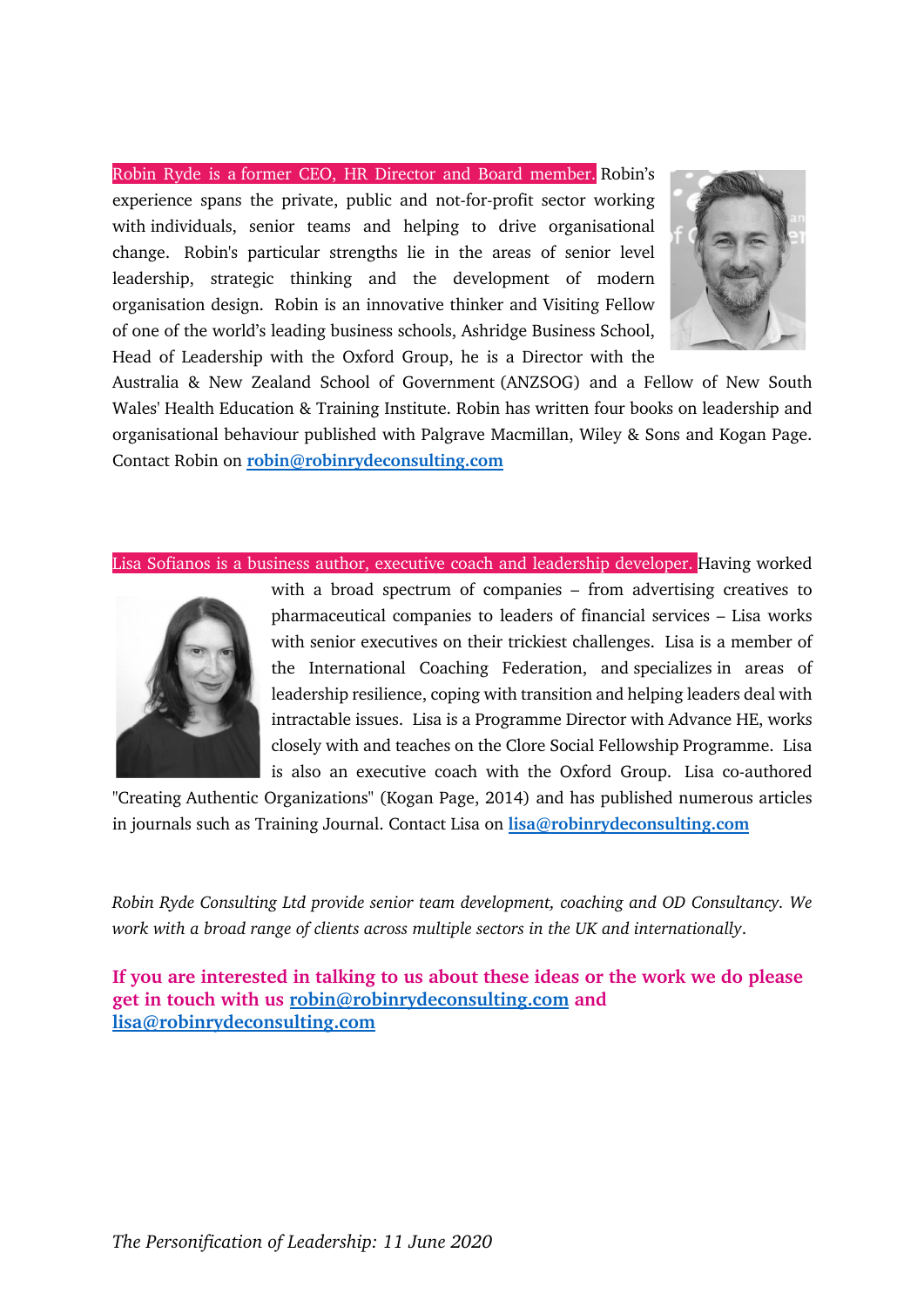Robin Ryde is a former CEO, HR Director and Board member. Robin's experience spans the private, public and not-for-profit sector working with individuals, senior teams and helping to drive organisational change. Robin's particular strengths lie in the areas of senior level leadership, strategic thinking and the development of modern organisation design. Robin is an innovative thinker and Visiting Fellow of one of the world's leading business schools, Ashridge Business School, Head of Leadership with the Oxford Group, he is a Director with the Australia & New Zealand School of Government (ANZSOG) and a Fellow of New South Wales' Health Education & Training Institute. Robin has written four books on leadership and organisational behaviour published with Palgrave Macmillan, Wiley & Sons and Kogan Page. Contact Robin on **robin@robinrydeconsulting.com**

Lisa Sofianos is a business author, executive coach and leadership developer. Having worked with a broad spectrum of companies – from advertising creatives to pharmaceutical companies to leaders of financial services – Lisa works with senior executives on their trickiest challenges. Lisa is a member of the International Coaching Federation, and specializes in areas of leadership resilience, coping with transition and helping leaders deal with intractable issues. Lisa is a Programme Director with Advance HE, works closely with and teaches on the Clore Social Fellowship Programme. Lisa is also an executive coach with the Oxford Group. Lisa co-authored "Creating Authentic Organizations" (Kogan Page, 2014) and has published numerous articles in journals such as Training Journal. Contact Lisa on **lisa@robinrydeconsulting.com**

*Robin Ryde Consulting Ltd provide senior team development, coaching and OD Consultancy. We work with a broad range of clients across multiple sectors in the UK and internationally.*

**If you are interested in talking to us about these ideas or the work we do please get in touch with us robin@robinrydeconsulting.com and lisa@robinrydeconsulting.com**

*The Personification of Leadership: 11 June 2020*